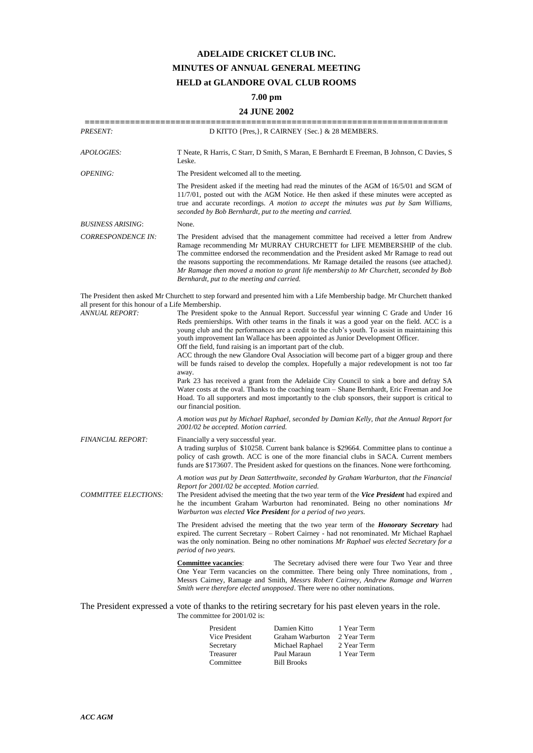# ADELAIDE CRICKET CLUB INC.

## MINUTES OF ANNUAL GENERAL MEETING

## HELD at GLANDORE OVAL CLUB ROOMS

### 7.00 pm

### 24 JUNE 2002

======================================================================

*PRESENT:* D KITTO {Pres,}, R CAIRNEY {Sec.} & 28 MEMBERS.

*APOLOGIES:* T Neate, R Harris, C Starr, D Smith, S Maran, E Bernhardt E Freeman, B Johnson, C Davies, S Leske.

*OPENING:* The President welcomed all to the meeting.

The President asked if the meeting had read the minutes of the AGM of 16/5/01 and SGM of 11/7/01, posted out with the AGM Notice. He then asked if these minutes were accepted as true and accurate recordings. *A motion to accept the minutes was put by Sam Williams, seconded by Bob Bernhardt, put to the meeting and carried.*

*BUSINESS ARISING:* None.

*CORRESPONDENCE IN:* The President advised that the management committee had received a letter from Andrew Ramage recommending Mr MURRAY CHURCHETT for LIFE MEMBERSHIP of the club. The committee endorsed the recommendation and the President asked Mr Ramage to read out the reasons supporting the recommendations. Mr Ramage detailed the reasons (see attached*). Mr Ramage then moved a motion to grant life membership to Mr Churchett, seconded by Bob Bernhardt, put to the meeting and carried.*

The President then asked Mr Churchett to step forward and presented him with a Life Membership badge. Mr Churchett thanked all present for this honour of a Life Membership.

*ANNUAL REPORT:* The President spoke to the Annual Report. Successful year winning C Grade and Under 16 Reds premierships. With other teams in the finals it was a good year on the field. ACC is a young club and the performances are a credit to the club's youth. To assist in maintaining this youth improvement Ian Wallace has been appointed as Junior Development Officer.
Off the field, fund raising is an important part of the club.
ACC through the new Glandore Oval Association will become part of a bigger group and there will be funds raised to develop the complex. Hopefully a major redevelopment is not too far away.
Park 23 has received a grant from the Adelaide City Council to sink a bore and defray SA Water costs at the oval. Thanks to the coaching team – Shane Bernhardt, Eric Freeman and Joe Hoad. To all supporters and most importantly to the club sponsors, their support is critical to our financial position.

*A motion was put by Michael Raphael, seconded by Damian Kelly, that the Annual Report for 2001/02 be accepted. Motion carried.*

*FINANCIAL REPORT:* Financially a very successful year.
A trading surplus of $10258. Current bank balance is $29664. Committee plans to continue a policy of cash growth. ACC is one of the more financial clubs in SACA. Current members funds are $173607. The President asked for questions on the finances. None were forthcoming.

*A motion was put by Dean Satterthwaite, seconded by Graham Warburton, that the Financial Report for 2001/02 be accepted. Motion carried.*

*COMMITTEE ELECTIONS:* The President advised the meeting that the two year term of the ***Vice President*** had expired and he the incumbent Graham Warburton had renominated. Being no other nominations *Mr Warburton was elected **Vice President** for a period of two years.*

The President advised the meeting that the two year term of the ***Honorary Secretary*** had expired. The current Secretary – Robert Cairney - had not renominated. Mr Michael Raphael was the only nomination. Being no other nominations *Mr Raphael was elected Secretary for a period of two years.*

<u>**Committee vacancies**</u>: The Secretary advised there were four Two Year and three One Year Term vacancies on the committee. There being only Three nominations, from , Messrs Cairney, Ramage and Smith, *Messrs Robert Cairney, Andrew Ramage and Warren Smith were therefore elected unopposed*. There were no other nominations.

The President expressed a vote of thanks to the retiring secretary for his past eleven years in the role.

The committee for 2001/02 is:

| | | |
|---|---|---|
| President | Damien Kitto | 1 Year Term |
| Vice President | Graham Warburton | 2 Year Term |
| Secretary | Michael Raphael | 2 Year Term |
| Treasurer | Paul Maraun | 1 Year Term |
| Committee | Bill Brooks | |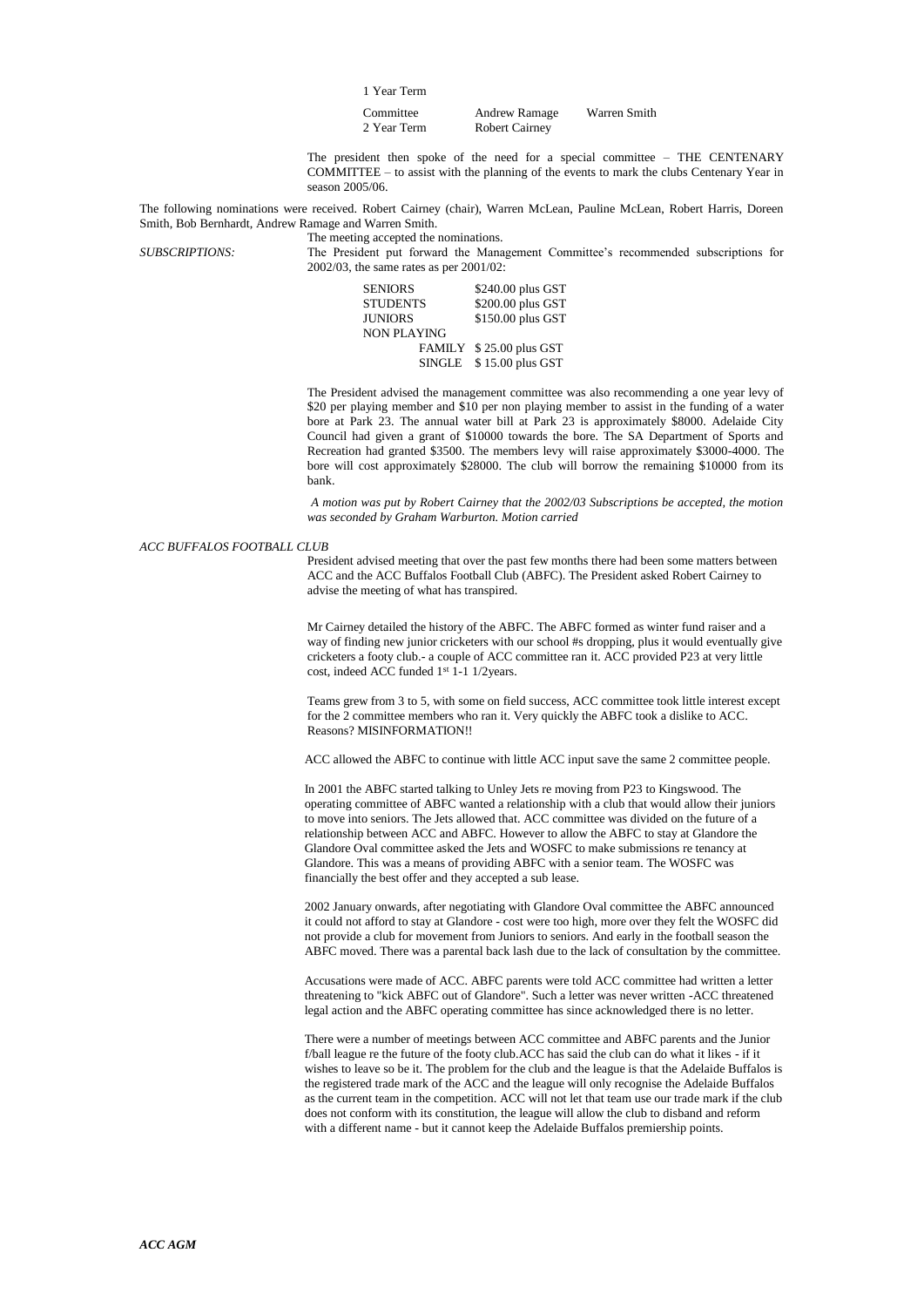| 1 Year Term | | |
|---|---|---|
| Committee | Andrew Ramage | Warren Smith |
| 2 Year Term | Robert Cairney | |

The president then spoke of the need for a special committee – THE CENTENARY COMMITTEE – to assist with the planning of the events to mark the clubs Centenary Year in season 2005/06.

The following nominations were received. Robert Cairney (chair), Warren McLean, Pauline McLean, Robert Harris, Doreen Smith, Bob Bernhardt, Andrew Ramage and Warren Smith.

The meeting accepted the nominations.

*SUBSCRIPTIONS:*

The President put forward the Management Committee's recommended subscriptions for 2002/03, the same rates as per 2001/02:

| | |
|---|---|
| SENIORS | $240.00 plus GST |
| STUDENTS | $200.00 plus GST |
| JUNIORS | $150.00 plus GST |
| NON PLAYING | |
| FAMILY | $ 25.00 plus GST |
| SINGLE | $ 15.00 plus GST |

The President advised the management committee was also recommending a one year levy of $20 per playing member and $10 per non playing member to assist in the funding of a water bore at Park 23. The annual water bill at Park 23 is approximately $8000. Adelaide City Council had given a grant of $10000 towards the bore. The SA Department of Sports and Recreation had granted $3500. The members levy will raise approximately $3000-4000. The bore will cost approximately $28000. The club will borrow the remaining $10000 from its bank.

*A motion was put by Robert Cairney that the 2002/03 Subscriptions be accepted, the motion was seconded by Graham Warburton. Motion carried*

*ACC BUFFALOS FOOTBALL CLUB*

President advised meeting that over the past few months there had been some matters between ACC and the ACC Buffalos Football Club (ABFC). The President asked Robert Cairney to advise the meeting of what has transpired.

Mr Cairney detailed the history of the ABFC. The ABFC formed as winter fund raiser and a way of finding new junior cricketers with our school #s dropping, plus it would eventually give cricketers a footy club.- a couple of ACC committee ran it. ACC provided P23 at very little cost, indeed ACC funded 1st 1-1 1/2years.

Teams grew from 3 to 5, with some on field success, ACC committee took little interest except for the 2 committee members who ran it. Very quickly the ABFC took a dislike to ACC. Reasons? MISINFORMATION!!

ACC allowed the ABFC to continue with little ACC input save the same 2 committee people.

In 2001 the ABFC started talking to Unley Jets re moving from P23 to Kingswood. The operating committee of ABFC wanted a relationship with a club that would allow their juniors to move into seniors. The Jets allowed that. ACC committee was divided on the future of a relationship between ACC and ABFC. However to allow the ABFC to stay at Glandore the Glandore Oval committee asked the Jets and WOSFC to make submissions re tenancy at Glandore. This was a means of providing ABFC with a senior team. The WOSFC was financially the best offer and they accepted a sub lease.

2002 January onwards, after negotiating with Glandore Oval committee the ABFC announced it could not afford to stay at Glandore - cost were too high, more over they felt the WOSFC did not provide a club for movement from Juniors to seniors. And early in the football season the ABFC moved. There was a parental back lash due to the lack of consultation by the committee.

Accusations were made of ACC. ABFC parents were told ACC committee had written a letter threatening to "kick ABFC out of Glandore". Such a letter was never written -ACC threatened legal action and the ABFC operating committee has since acknowledged there is no letter.

There were a number of meetings between ACC committee and ABFC parents and the Junior f/ball league re the future of the footy club.ACC has said the club can do what it likes - if it wishes to leave so be it. The problem for the club and the league is that the Adelaide Buffalos is the registered trade mark of the ACC and the league will only recognise the Adelaide Buffalos as the current team in the competition. ACC will not let that team use our trade mark if the club does not conform with its constitution, the league will allow the club to disband and reform with a different name - but it cannot keep the Adelaide Buffalos premiership points.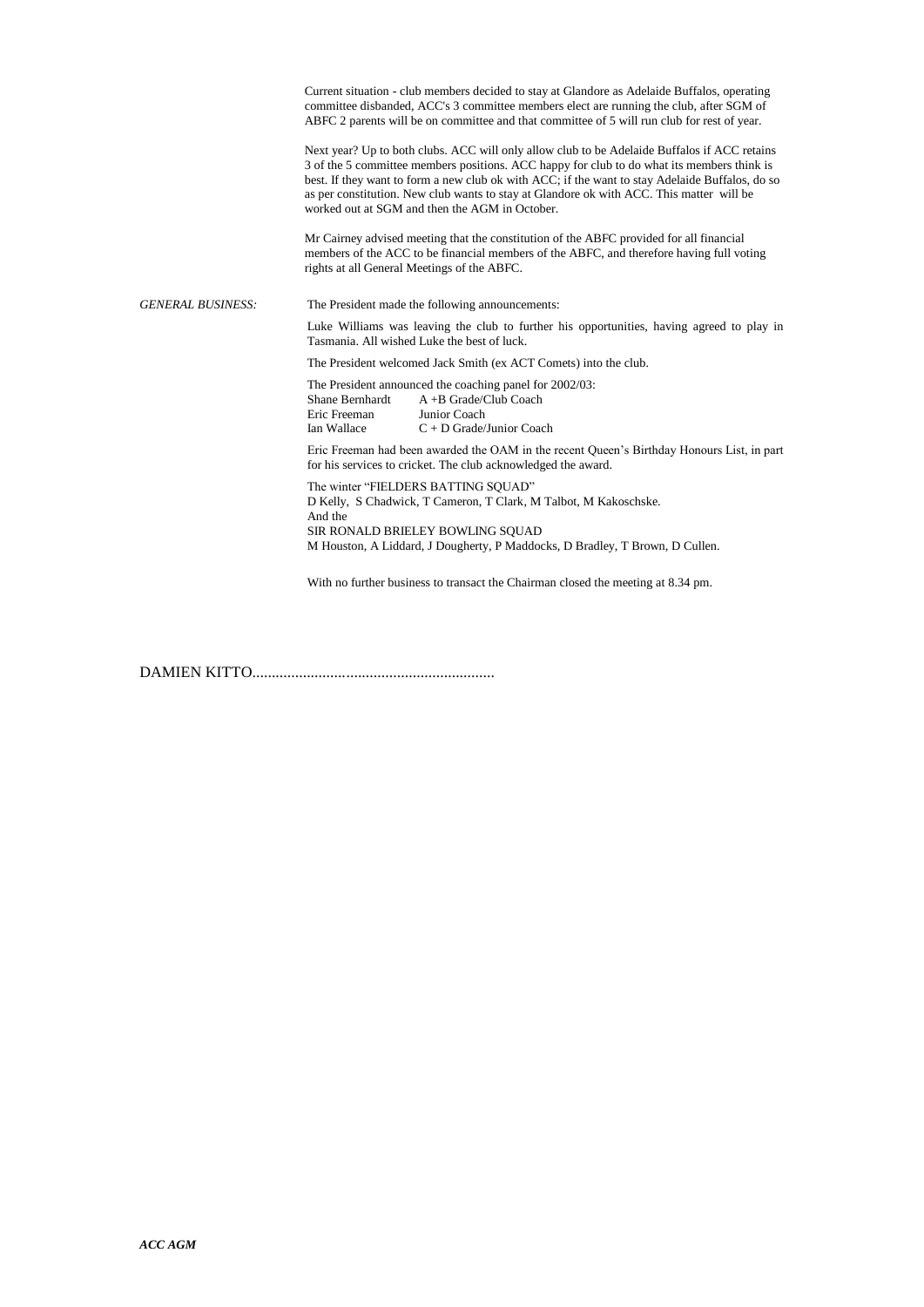Current situation - club members decided to stay at Glandore as Adelaide Buffalos, operating committee disbanded, ACC's 3 committee members elect are running the club, after SGM of ABFC 2 parents will be on committee and that committee of 5 will run club for rest of year.

Next year? Up to both clubs. ACC will only allow club to be Adelaide Buffalos if ACC retains 3 of the 5 committee members positions. ACC happy for club to do what its members think is best. If they want to form a new club ok with ACC; if the want to stay Adelaide Buffalos, do so as per constitution. New club wants to stay at Glandore ok with ACC. This matter will be worked out at SGM and then the AGM in October.

Mr Cairney advised meeting that the constitution of the ABFC provided for all financial members of the ACC to be financial members of the ABFC, and therefore having full voting rights at all General Meetings of the ABFC.

*GENERAL BUSINESS:*

The President made the following announcements:

Luke Williams was leaving the club to further his opportunities, having agreed to play in Tasmania. All wished Luke the best of luck.

The President welcomed Jack Smith (ex ACT Comets) into the club.

The President announced the coaching panel for 2002/03:

| | |
|---|---|
| Shane Bernhardt | A +B Grade/Club Coach |
| Eric Freeman | Junior Coach |
| Ian Wallace | C + D Grade/Junior Coach |

Eric Freeman had been awarded the OAM in the recent Queen's Birthday Honours List, in part for his services to cricket. The club acknowledged the award.

The winter "FIELDERS BATTING SQUAD"
D Kelly, S Chadwick, T Cameron, T Clark, M Talbot, M Kakoschske.
And the
SIR RONALD BRIELEY BOWLING SQUAD
M Houston, A Liddard, J Dougherty, P Maddocks, D Bradley, T Brown, D Cullen.

With no further business to transact the Chairman closed the meeting at 8.34 pm.

DAMIEN KITTO..............................................................